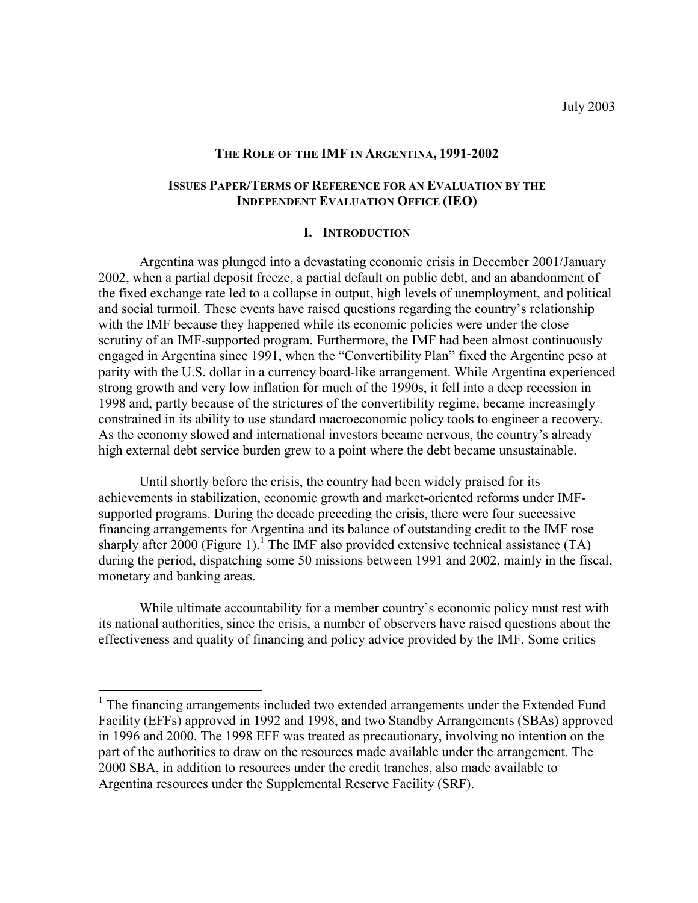July 2003

# THE ROLE OF THE IMF IN ARGENTINA, 1991-2002

## ISSUES PAPER/TERMS OF REFERENCE FOR AN EVALUATION BY THE INDEPENDENT EVALUATION OFFICE (IEO)

## I. INTRODUCTION

Argentina was plunged into a devastating economic crisis in December 2001/January 2002, when a partial deposit freeze, a partial default on public debt, and an abandonment of the fixed exchange rate led to a collapse in output, high levels of unemployment, and political and social turmoil. These events have raised questions regarding the country's relationship with the IMF because they happened while its economic policies were under the close scrutiny of an IMF-supported program. Furthermore, the IMF had been almost continuously engaged in Argentina since 1991, when the "Convertibility Plan" fixed the Argentine peso at parity with the U.S. dollar in a currency board-like arrangement. While Argentina experienced strong growth and very low inflation for much of the 1990s, it fell into a deep recession in 1998 and, partly because of the strictures of the convertibility regime, became increasingly constrained in its ability to use standard macroeconomic policy tools to engineer a recovery. As the economy slowed and international investors became nervous, the country's already high external debt service burden grew to a point where the debt became unsustainable.

Until shortly before the crisis, the country had been widely praised for its achievements in stabilization, economic growth and market-oriented reforms under IMF-supported programs. During the decade preceding the crisis, there were four successive financing arrangements for Argentina and its balance of outstanding credit to the IMF rose sharply after 2000 (Figure 1).[1] The IMF also provided extensive technical assistance (TA) during the period, dispatching some 50 missions between 1991 and 2002, mainly in the fiscal, monetary and banking areas.

While ultimate accountability for a member country's economic policy must rest with its national authorities, since the crisis, a number of observers have raised questions about the effectiveness and quality of financing and policy advice provided by the IMF. Some critics

---

[1] The financing arrangements included two extended arrangements under the Extended Fund Facility (EFFs) approved in 1992 and 1998, and two Standby Arrangements (SBAs) approved in 1996 and 2000. The 1998 EFF was treated as precautionary, involving no intention on the part of the authorities to draw on the resources made available under the arrangement. The 2000 SBA, in addition to resources under the credit tranches, also made available to Argentina resources under the Supplemental Reserve Facility (SRF).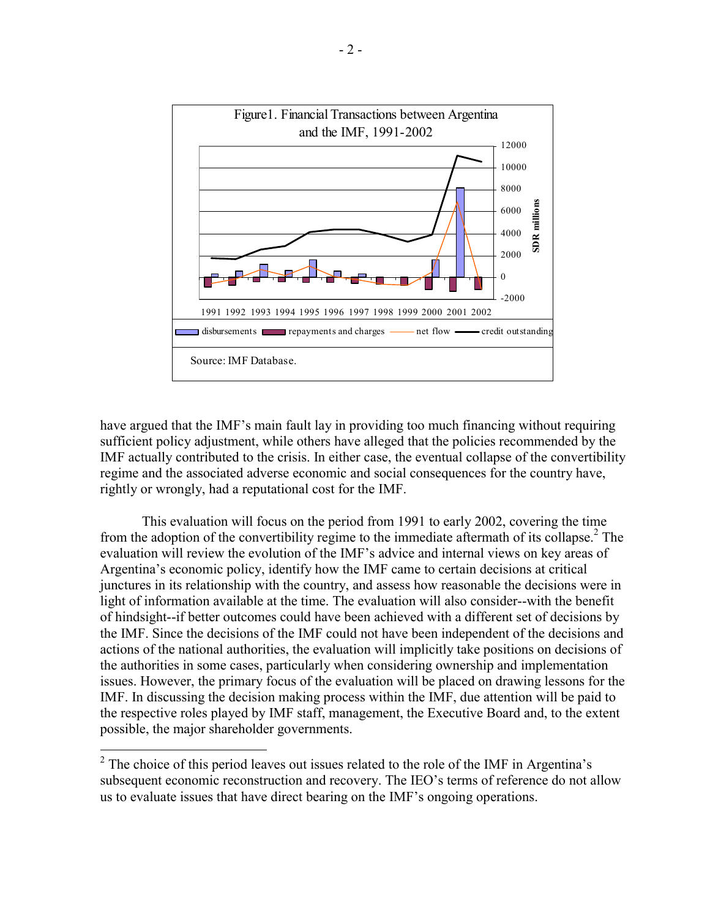Figure1. Financial Transactions between Argentina and the IMF, 1991-2002

Source: IMF Database.

have argued that the IMF's main fault lay in providing too much financing without requiring sufficient policy adjustment, while others have alleged that the policies recommended by the IMF actually contributed to the crisis. In either case, the eventual collapse of the convertibility regime and the associated adverse economic and social consequences for the country have, rightly or wrongly, had a reputational cost for the IMF.

This evaluation will focus on the period from 1991 to early 2002, covering the time from the adoption of the convertibility regime to the immediate aftermath of its collapse.[2] The evaluation will review the evolution of the IMF's advice and internal views on key areas of Argentina's economic policy, identify how the IMF came to certain decisions at critical junctures in its relationship with the country, and assess how reasonable the decisions were in light of information available at the time. The evaluation will also consider--with the benefit of hindsight--if better outcomes could have been achieved with a different set of decisions by the IMF. Since the decisions of the IMF could not have been independent of the decisions and actions of the national authorities, the evaluation will implicitly take positions on decisions of the authorities in some cases, particularly when considering ownership and implementation issues. However, the primary focus of the evaluation will be placed on drawing lessons for the IMF. In discussing the decision making process within the IMF, due attention will be paid to the respective roles played by IMF staff, management, the Executive Board and, to the extent possible, the major shareholder governments.

[2] The choice of this period leaves out issues related to the role of the IMF in Argentina's subsequent economic reconstruction and recovery. The IEO's terms of reference do not allow us to evaluate issues that have direct bearing on the IMF's ongoing operations.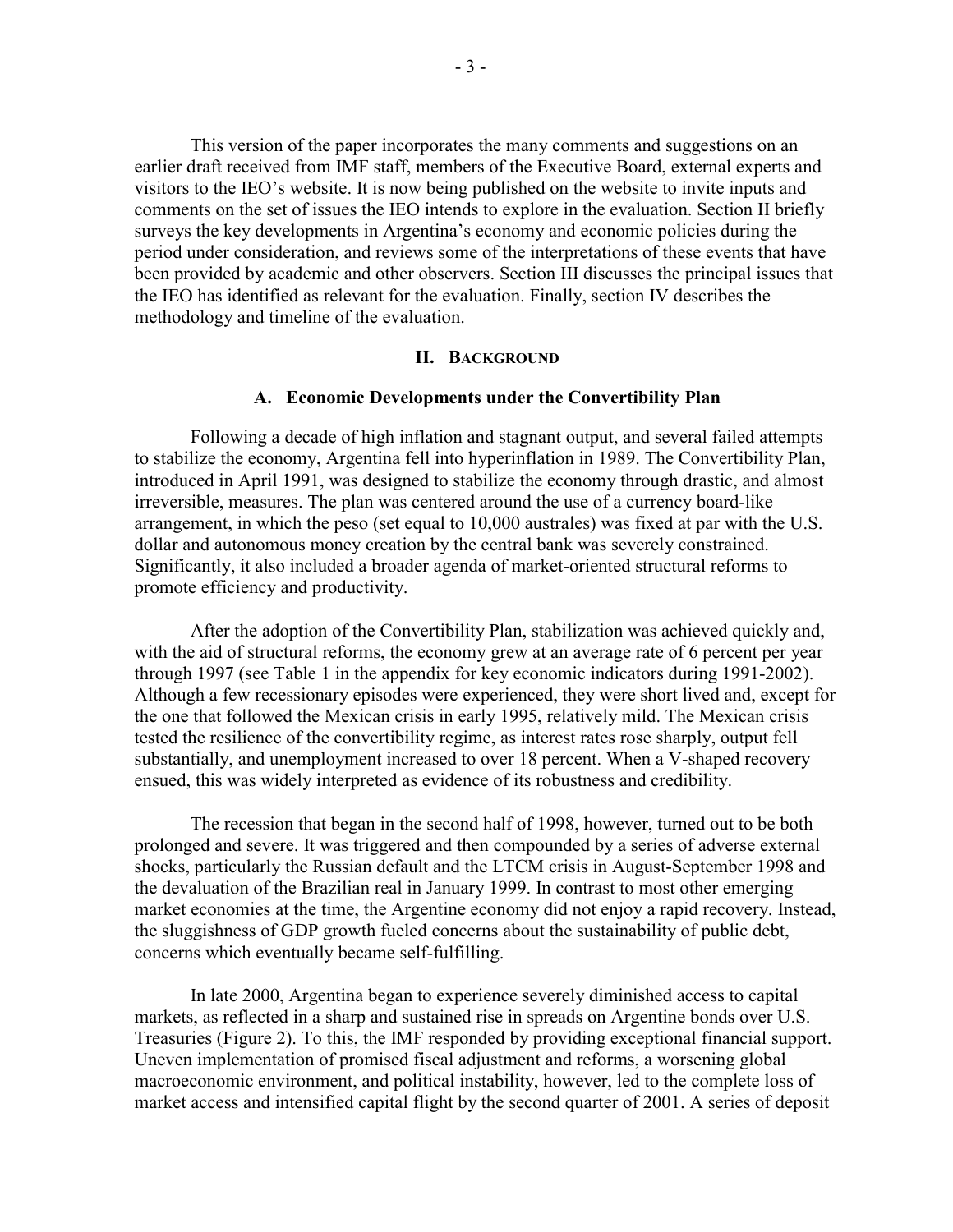This version of the paper incorporates the many comments and suggestions on an earlier draft received from IMF staff, members of the Executive Board, external experts and visitors to the IEO's website. It is now being published on the website to invite inputs and comments on the set of issues the IEO intends to explore in the evaluation. Section II briefly surveys the key developments in Argentina's economy and economic policies during the period under consideration, and reviews some of the interpretations of these events that have been provided by academic and other observers. Section III discusses the principal issues that the IEO has identified as relevant for the evaluation. Finally, section IV describes the methodology and timeline of the evaluation.

## II. Background

### A. Economic Developments under the Convertibility Plan

Following a decade of high inflation and stagnant output, and several failed attempts to stabilize the economy, Argentina fell into hyperinflation in 1989. The Convertibility Plan, introduced in April 1991, was designed to stabilize the economy through drastic, and almost irreversible, measures. The plan was centered around the use of a currency board-like arrangement, in which the peso (set equal to 10,000 australes) was fixed at par with the U.S. dollar and autonomous money creation by the central bank was severely constrained. Significantly, it also included a broader agenda of market-oriented structural reforms to promote efficiency and productivity.

After the adoption of the Convertibility Plan, stabilization was achieved quickly and, with the aid of structural reforms, the economy grew at an average rate of 6 percent per year through 1997 (see Table 1 in the appendix for key economic indicators during 1991-2002). Although a few recessionary episodes were experienced, they were short lived and, except for the one that followed the Mexican crisis in early 1995, relatively mild. The Mexican crisis tested the resilience of the convertibility regime, as interest rates rose sharply, output fell substantially, and unemployment increased to over 18 percent. When a V-shaped recovery ensued, this was widely interpreted as evidence of its robustness and credibility.

The recession that began in the second half of 1998, however, turned out to be both prolonged and severe. It was triggered and then compounded by a series of adverse external shocks, particularly the Russian default and the LTCM crisis in August-September 1998 and the devaluation of the Brazilian real in January 1999. In contrast to most other emerging market economies at the time, the Argentine economy did not enjoy a rapid recovery. Instead, the sluggishness of GDP growth fueled concerns about the sustainability of public debt, concerns which eventually became self-fulfilling.

In late 2000, Argentina began to experience severely diminished access to capital markets, as reflected in a sharp and sustained rise in spreads on Argentine bonds over U.S. Treasuries (Figure 2). To this, the IMF responded by providing exceptional financial support. Uneven implementation of promised fiscal adjustment and reforms, a worsening global macroeconomic environment, and political instability, however, led to the complete loss of market access and intensified capital flight by the second quarter of 2001. A series of deposit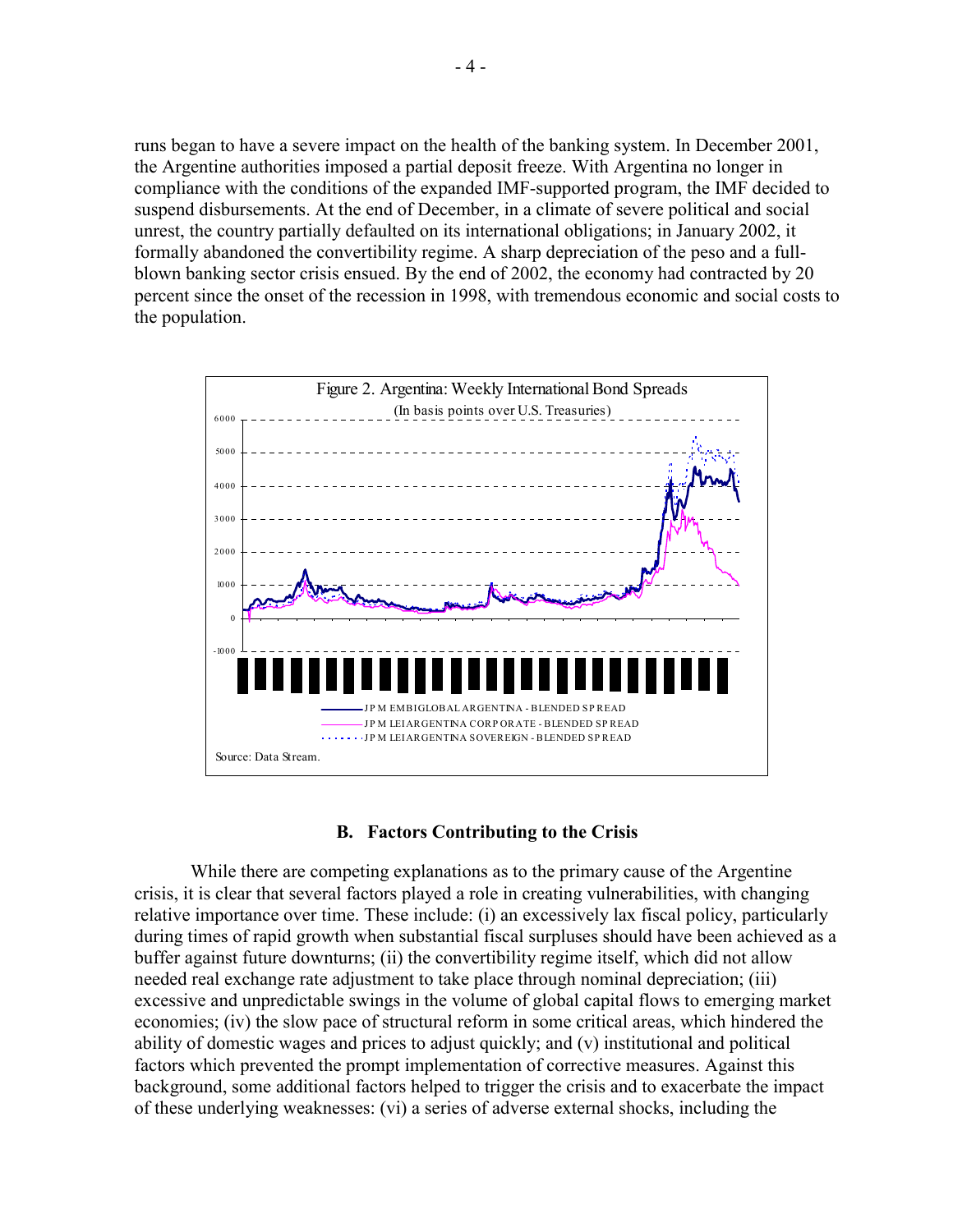runs began to have a severe impact on the health of the banking system. In December 2001, the Argentine authorities imposed a partial deposit freeze. With Argentina no longer in compliance with the conditions of the expanded IMF-supported program, the IMF decided to suspend disbursements. At the end of December, in a climate of severe political and social unrest, the country partially defaulted on its international obligations; in January 2002, it formally abandoned the convertibility regime. A sharp depreciation of the peso and a full-blown banking sector crisis ensued. By the end of 2002, the economy had contracted by 20 percent since the onset of the recession in 1998, with tremendous economic and social costs to the population.

Figure 2. Argentina: Weekly International Bond Spreads

(In basis points over U.S. Treasuries)

Source: Data Stream.

### B. Factors Contributing to the Crisis

While there are competing explanations as to the primary cause of the Argentine crisis, it is clear that several factors played a role in creating vulnerabilities, with changing relative importance over time. These include: (i) an excessively lax fiscal policy, particularly during times of rapid growth when substantial fiscal surpluses should have been achieved as a buffer against future downturns; (ii) the convertibility regime itself, which did not allow needed real exchange rate adjustment to take place through nominal depreciation; (iii) excessive and unpredictable swings in the volume of global capital flows to emerging market economies; (iv) the slow pace of structural reform in some critical areas, which hindered the ability of domestic wages and prices to adjust quickly; and (v) institutional and political factors which prevented the prompt implementation of corrective measures. Against this background, some additional factors helped to trigger the crisis and to exacerbate the impact of these underlying weaknesses: (vi) a series of adverse external shocks, including the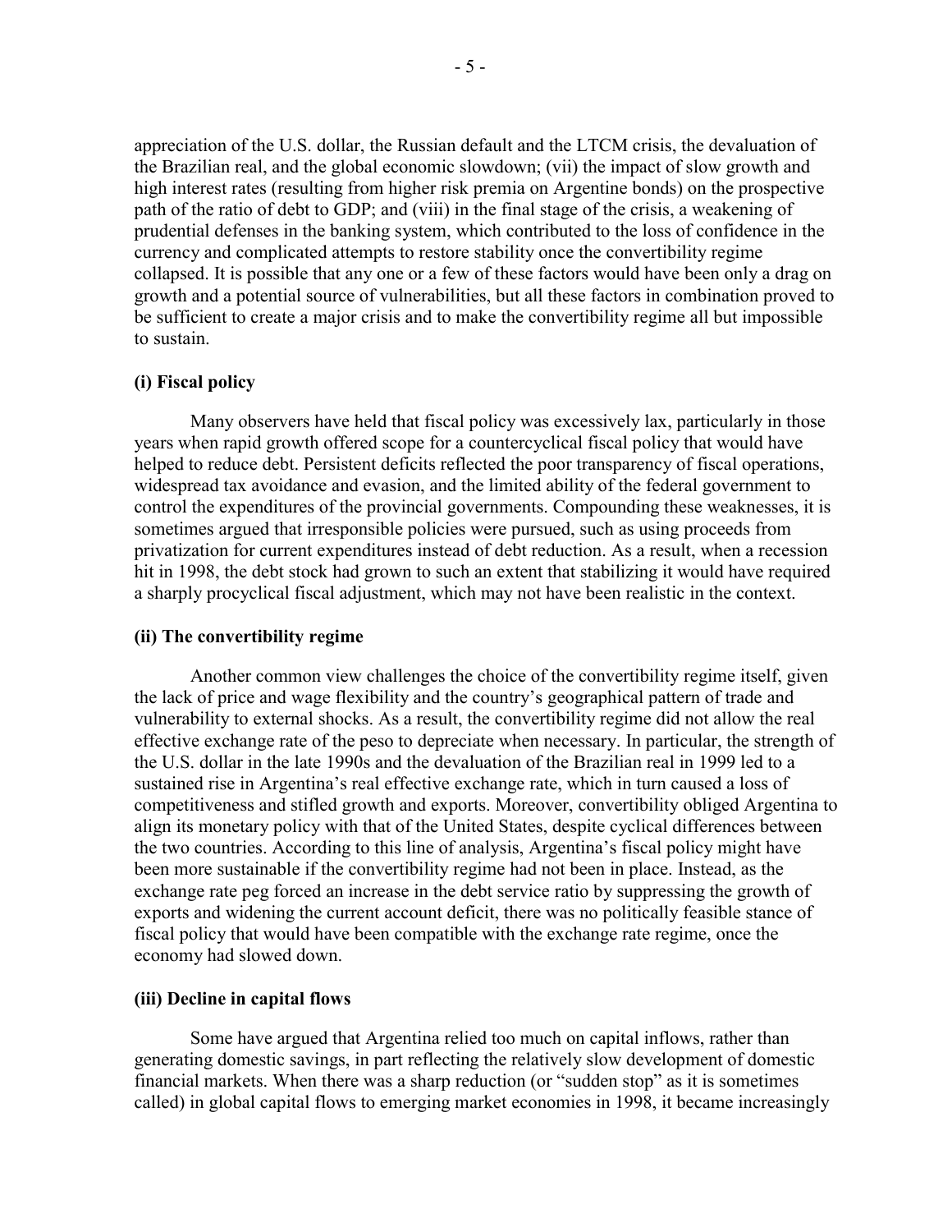appreciation of the U.S. dollar, the Russian default and the LTCM crisis, the devaluation of the Brazilian real, and the global economic slowdown; (vii) the impact of slow growth and high interest rates (resulting from higher risk premia on Argentine bonds) on the prospective path of the ratio of debt to GDP; and (viii) in the final stage of the crisis, a weakening of prudential defenses in the banking system, which contributed to the loss of confidence in the currency and complicated attempts to restore stability once the convertibility regime collapsed. It is possible that any one or a few of these factors would have been only a drag on growth and a potential source of vulnerabilities, but all these factors in combination proved to be sufficient to create a major crisis and to make the convertibility regime all but impossible to sustain.

**(i) Fiscal policy**

Many observers have held that fiscal policy was excessively lax, particularly in those years when rapid growth offered scope for a countercyclical fiscal policy that would have helped to reduce debt. Persistent deficits reflected the poor transparency of fiscal operations, widespread tax avoidance and evasion, and the limited ability of the federal government to control the expenditures of the provincial governments. Compounding these weaknesses, it is sometimes argued that irresponsible policies were pursued, such as using proceeds from privatization for current expenditures instead of debt reduction. As a result, when a recession hit in 1998, the debt stock had grown to such an extent that stabilizing it would have required a sharply procyclical fiscal adjustment, which may not have been realistic in the context.

**(ii) The convertibility regime**

Another common view challenges the choice of the convertibility regime itself, given the lack of price and wage flexibility and the country's geographical pattern of trade and vulnerability to external shocks. As a result, the convertibility regime did not allow the real effective exchange rate of the peso to depreciate when necessary. In particular, the strength of the U.S. dollar in the late 1990s and the devaluation of the Brazilian real in 1999 led to a sustained rise in Argentina's real effective exchange rate, which in turn caused a loss of competitiveness and stifled growth and exports. Moreover, convertibility obliged Argentina to align its monetary policy with that of the United States, despite cyclical differences between the two countries. According to this line of analysis, Argentina's fiscal policy might have been more sustainable if the convertibility regime had not been in place. Instead, as the exchange rate peg forced an increase in the debt service ratio by suppressing the growth of exports and widening the current account deficit, there was no politically feasible stance of fiscal policy that would have been compatible with the exchange rate regime, once the economy had slowed down.

**(iii) Decline in capital flows**

Some have argued that Argentina relied too much on capital inflows, rather than generating domestic savings, in part reflecting the relatively slow development of domestic financial markets. When there was a sharp reduction (or "sudden stop" as it is sometimes called) in global capital flows to emerging market economies in 1998, it became increasingly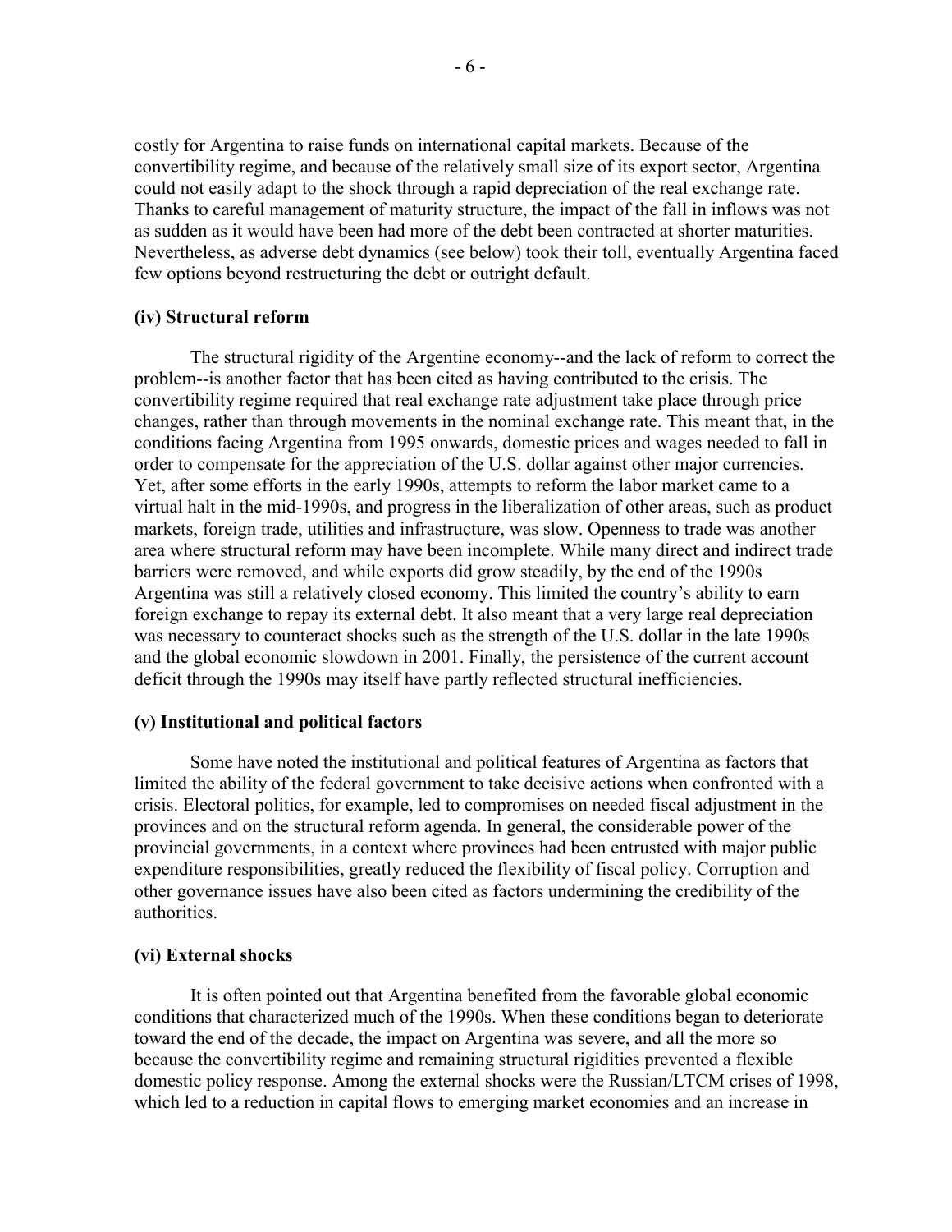costly for Argentina to raise funds on international capital markets. Because of the convertibility regime, and because of the relatively small size of its export sector, Argentina could not easily adapt to the shock through a rapid depreciation of the real exchange rate. Thanks to careful management of maturity structure, the impact of the fall in inflows was not as sudden as it would have been had more of the debt been contracted at shorter maturities. Nevertheless, as adverse debt dynamics (see below) took their toll, eventually Argentina faced few options beyond restructuring the debt or outright default.

### (iv) Structural reform

The structural rigidity of the Argentine economy--and the lack of reform to correct the problem--is another factor that has been cited as having contributed to the crisis. The convertibility regime required that real exchange rate adjustment take place through price changes, rather than through movements in the nominal exchange rate. This meant that, in the conditions facing Argentina from 1995 onwards, domestic prices and wages needed to fall in order to compensate for the appreciation of the U.S. dollar against other major currencies. Yet, after some efforts in the early 1990s, attempts to reform the labor market came to a virtual halt in the mid-1990s, and progress in the liberalization of other areas, such as product markets, foreign trade, utilities and infrastructure, was slow. Openness to trade was another area where structural reform may have been incomplete. While many direct and indirect trade barriers were removed, and while exports did grow steadily, by the end of the 1990s Argentina was still a relatively closed economy. This limited the country's ability to earn foreign exchange to repay its external debt. It also meant that a very large real depreciation was necessary to counteract shocks such as the strength of the U.S. dollar in the late 1990s and the global economic slowdown in 2001. Finally, the persistence of the current account deficit through the 1990s may itself have partly reflected structural inefficiencies.

### (v) Institutional and political factors

Some have noted the institutional and political features of Argentina as factors that limited the ability of the federal government to take decisive actions when confronted with a crisis. Electoral politics, for example, led to compromises on needed fiscal adjustment in the provinces and on the structural reform agenda. In general, the considerable power of the provincial governments, in a context where provinces had been entrusted with major public expenditure responsibilities, greatly reduced the flexibility of fiscal policy. Corruption and other governance issues have also been cited as factors undermining the credibility of the authorities.

### (vi) External shocks

It is often pointed out that Argentina benefited from the favorable global economic conditions that characterized much of the 1990s. When these conditions began to deteriorate toward the end of the decade, the impact on Argentina was severe, and all the more so because the convertibility regime and remaining structural rigidities prevented a flexible domestic policy response. Among the external shocks were the Russian/LTCM crises of 1998, which led to a reduction in capital flows to emerging market economies and an increase in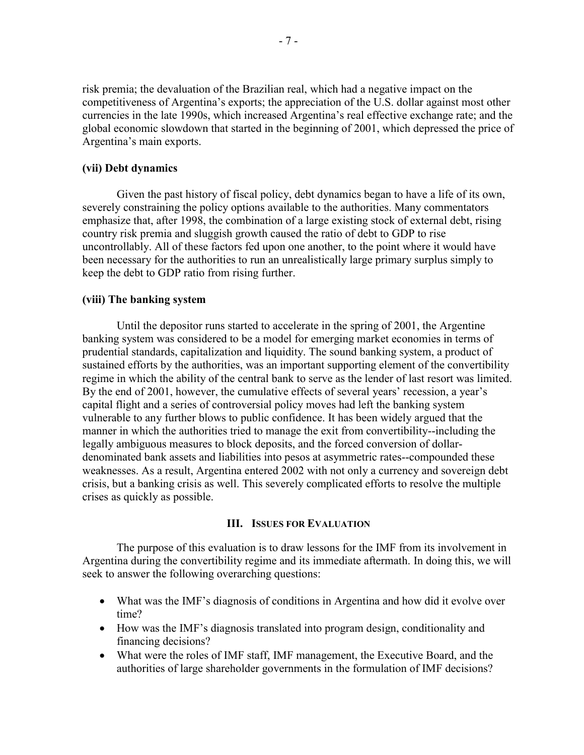risk premia; the devaluation of the Brazilian real, which had a negative impact on the competitiveness of Argentina's exports; the appreciation of the U.S. dollar against most other currencies in the late 1990s, which increased Argentina's real effective exchange rate; and the global economic slowdown that started in the beginning of 2001, which depressed the price of Argentina's main exports.

**(vii) Debt dynamics**

Given the past history of fiscal policy, debt dynamics began to have a life of its own, severely constraining the policy options available to the authorities. Many commentators emphasize that, after 1998, the combination of a large existing stock of external debt, rising country risk premia and sluggish growth caused the ratio of debt to GDP to rise uncontrollably. All of these factors fed upon one another, to the point where it would have been necessary for the authorities to run an unrealistically large primary surplus simply to keep the debt to GDP ratio from rising further.

**(viii) The banking system**

Until the depositor runs started to accelerate in the spring of 2001, the Argentine banking system was considered to be a model for emerging market economies in terms of prudential standards, capitalization and liquidity. The sound banking system, a product of sustained efforts by the authorities, was an important supporting element of the convertibility regime in which the ability of the central bank to serve as the lender of last resort was limited. By the end of 2001, however, the cumulative effects of several years' recession, a year's capital flight and a series of controversial policy moves had left the banking system vulnerable to any further blows to public confidence. It has been widely argued that the manner in which the authorities tried to manage the exit from convertibility--including the legally ambiguous measures to block deposits, and the forced conversion of dollar-denominated bank assets and liabilities into pesos at asymmetric rates--compounded these weaknesses. As a result, Argentina entered 2002 with not only a currency and sovereign debt crisis, but a banking crisis as well. This severely complicated efforts to resolve the multiple crises as quickly as possible.

## III. Issues for Evaluation

The purpose of this evaluation is to draw lessons for the IMF from its involvement in Argentina during the convertibility regime and its immediate aftermath. In doing this, we will seek to answer the following overarching questions:

- What was the IMF's diagnosis of conditions in Argentina and how did it evolve over time?
- How was the IMF's diagnosis translated into program design, conditionality and financing decisions?
- What were the roles of IMF staff, IMF management, the Executive Board, and the authorities of large shareholder governments in the formulation of IMF decisions?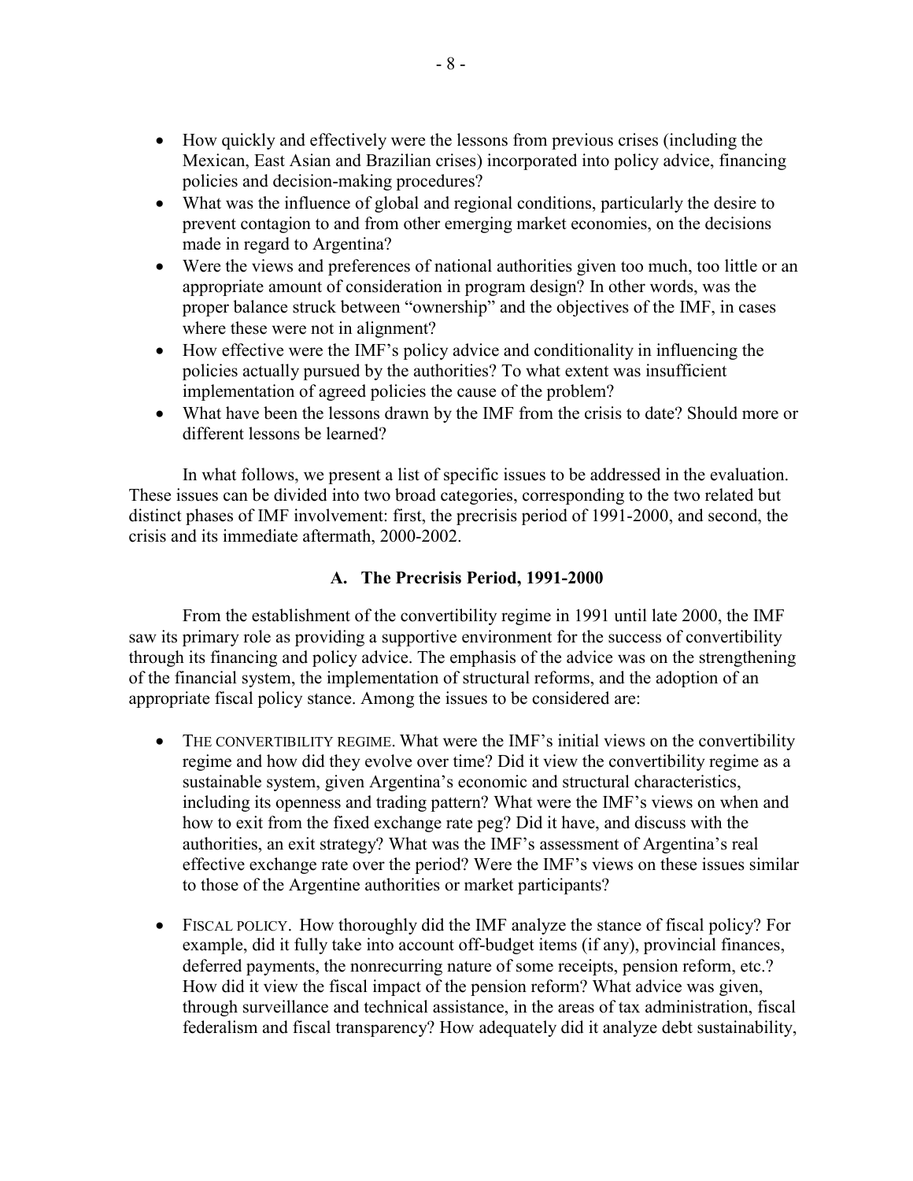- How quickly and effectively were the lessons from previous crises (including the Mexican, East Asian and Brazilian crises) incorporated into policy advice, financing policies and decision-making procedures?
- What was the influence of global and regional conditions, particularly the desire to prevent contagion to and from other emerging market economies, on the decisions made in regard to Argentina?
- Were the views and preferences of national authorities given too much, too little or an appropriate amount of consideration in program design? In other words, was the proper balance struck between "ownership" and the objectives of the IMF, in cases where these were not in alignment?
- How effective were the IMF's policy advice and conditionality in influencing the policies actually pursued by the authorities? To what extent was insufficient implementation of agreed policies the cause of the problem?
- What have been the lessons drawn by the IMF from the crisis to date? Should more or different lessons be learned?

In what follows, we present a list of specific issues to be addressed in the evaluation. These issues can be divided into two broad categories, corresponding to the two related but distinct phases of IMF involvement: first, the precrisis period of 1991-2000, and second, the crisis and its immediate aftermath, 2000-2002.

### A. The Precrisis Period, 1991-2000

From the establishment of the convertibility regime in 1991 until late 2000, the IMF saw its primary role as providing a supportive environment for the success of convertibility through its financing and policy advice. The emphasis of the advice was on the strengthening of the financial system, the implementation of structural reforms, and the adoption of an appropriate fiscal policy stance. Among the issues to be considered are:

- THE CONVERTIBILITY REGIME. What were the IMF's initial views on the convertibility regime and how did they evolve over time? Did it view the convertibility regime as a sustainable system, given Argentina's economic and structural characteristics, including its openness and trading pattern? What were the IMF's views on when and how to exit from the fixed exchange rate peg? Did it have, and discuss with the authorities, an exit strategy? What was the IMF's assessment of Argentina's real effective exchange rate over the period? Were the IMF's views on these issues similar to those of the Argentine authorities or market participants?

- FISCAL POLICY. How thoroughly did the IMF analyze the stance of fiscal policy? For example, did it fully take into account off-budget items (if any), provincial finances, deferred payments, the nonrecurring nature of some receipts, pension reform, etc.? How did it view the fiscal impact of the pension reform? What advice was given, through surveillance and technical assistance, in the areas of tax administration, fiscal federalism and fiscal transparency? How adequately did it analyze debt sustainability,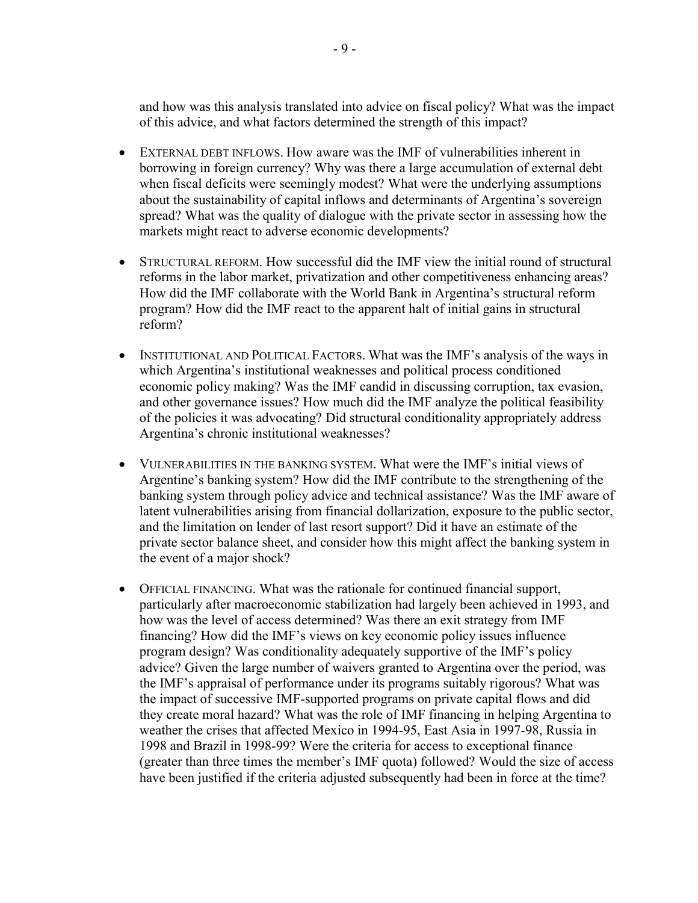and how was this analysis translated into advice on fiscal policy? What was the impact of this advice, and what factors determined the strength of this impact?

- EXTERNAL DEBT INFLOWS. How aware was the IMF of vulnerabilities inherent in borrowing in foreign currency? Why was there a large accumulation of external debt when fiscal deficits were seemingly modest? What were the underlying assumptions about the sustainability of capital inflows and determinants of Argentina's sovereign spread? What was the quality of dialogue with the private sector in assessing how the markets might react to adverse economic developments?

- STRUCTURAL REFORM. How successful did the IMF view the initial round of structural reforms in the labor market, privatization and other competitiveness enhancing areas? How did the IMF collaborate with the World Bank in Argentina's structural reform program? How did the IMF react to the apparent halt of initial gains in structural reform?

- INSTITUTIONAL AND POLITICAL FACTORS. What was the IMF's analysis of the ways in which Argentina's institutional weaknesses and political process conditioned economic policy making? Was the IMF candid in discussing corruption, tax evasion, and other governance issues? How much did the IMF analyze the political feasibility of the policies it was advocating? Did structural conditionality appropriately address Argentina's chronic institutional weaknesses?

- VULNERABILITIES IN THE BANKING SYSTEM. What were the IMF's initial views of Argentine's banking system? How did the IMF contribute to the strengthening of the banking system through policy advice and technical assistance? Was the IMF aware of latent vulnerabilities arising from financial dollarization, exposure to the public sector, and the limitation on lender of last resort support? Did it have an estimate of the private sector balance sheet, and consider how this might affect the banking system in the event of a major shock?

- OFFICIAL FINANCING. What was the rationale for continued financial support, particularly after macroeconomic stabilization had largely been achieved in 1993, and how was the level of access determined? Was there an exit strategy from IMF financing? How did the IMF's views on key economic policy issues influence program design? Was conditionality adequately supportive of the IMF's policy advice? Given the large number of waivers granted to Argentina over the period, was the IMF's appraisal of performance under its programs suitably rigorous? What was the impact of successive IMF-supported programs on private capital flows and did they create moral hazard? What was the role of IMF financing in helping Argentina to weather the crises that affected Mexico in 1994-95, East Asia in 1997-98, Russia in 1998 and Brazil in 1998-99? Were the criteria for access to exceptional finance (greater than three times the member's IMF quota) followed? Would the size of access have been justified if the criteria adjusted subsequently had been in force at the time?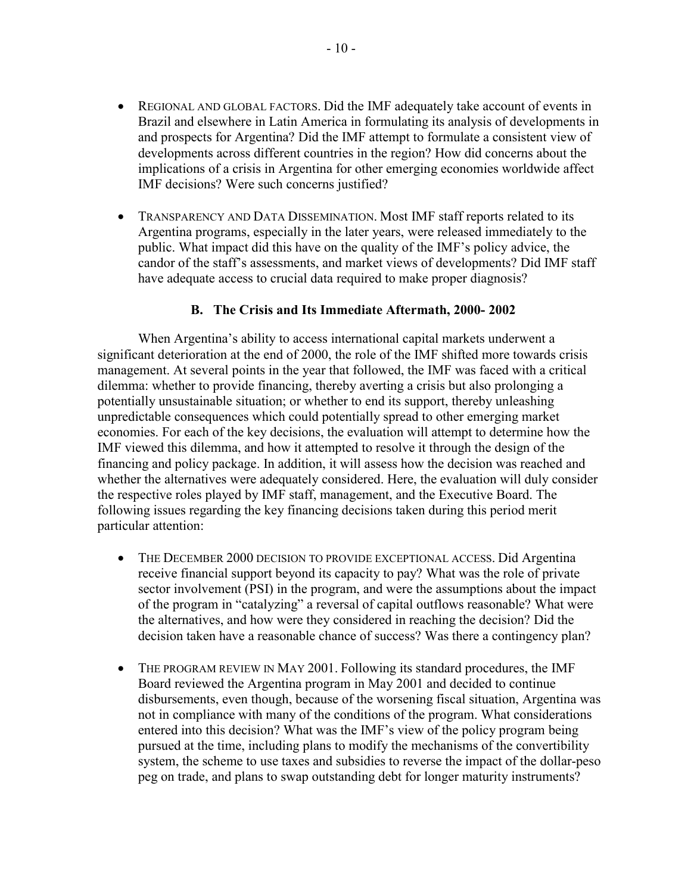- REGIONAL AND GLOBAL FACTORS. Did the IMF adequately take account of events in Brazil and elsewhere in Latin America in formulating its analysis of developments in and prospects for Argentina? Did the IMF attempt to formulate a consistent view of developments across different countries in the region? How did concerns about the implications of a crisis in Argentina for other emerging economies worldwide affect IMF decisions? Were such concerns justified?

- TRANSPARENCY AND DATA DISSEMINATION. Most IMF staff reports related to its Argentina programs, especially in the later years, were released immediately to the public. What impact did this have on the quality of the IMF's policy advice, the candor of the staff's assessments, and market views of developments? Did IMF staff have adequate access to crucial data required to make proper diagnosis?

### B. The Crisis and Its Immediate Aftermath, 2000- 2002

When Argentina's ability to access international capital markets underwent a significant deterioration at the end of 2000, the role of the IMF shifted more towards crisis management. At several points in the year that followed, the IMF was faced with a critical dilemma: whether to provide financing, thereby averting a crisis but also prolonging a potentially unsustainable situation; or whether to end its support, thereby unleashing unpredictable consequences which could potentially spread to other emerging market economies. For each of the key decisions, the evaluation will attempt to determine how the IMF viewed this dilemma, and how it attempted to resolve it through the design of the financing and policy package. In addition, it will assess how the decision was reached and whether the alternatives were adequately considered. Here, the evaluation will duly consider the respective roles played by IMF staff, management, and the Executive Board. The following issues regarding the key financing decisions taken during this period merit particular attention:

- THE DECEMBER 2000 DECISION TO PROVIDE EXCEPTIONAL ACCESS. Did Argentina receive financial support beyond its capacity to pay? What was the role of private sector involvement (PSI) in the program, and were the assumptions about the impact of the program in "catalyzing" a reversal of capital outflows reasonable? What were the alternatives, and how were they considered in reaching the decision? Did the decision taken have a reasonable chance of success? Was there a contingency plan?

- THE PROGRAM REVIEW IN MAY 2001. Following its standard procedures, the IMF Board reviewed the Argentina program in May 2001 and decided to continue disbursements, even though, because of the worsening fiscal situation, Argentina was not in compliance with many of the conditions of the program. What considerations entered into this decision? What was the IMF's view of the policy program being pursued at the time, including plans to modify the mechanisms of the convertibility system, the scheme to use taxes and subsidies to reverse the impact of the dollar-peso peg on trade, and plans to swap outstanding debt for longer maturity instruments?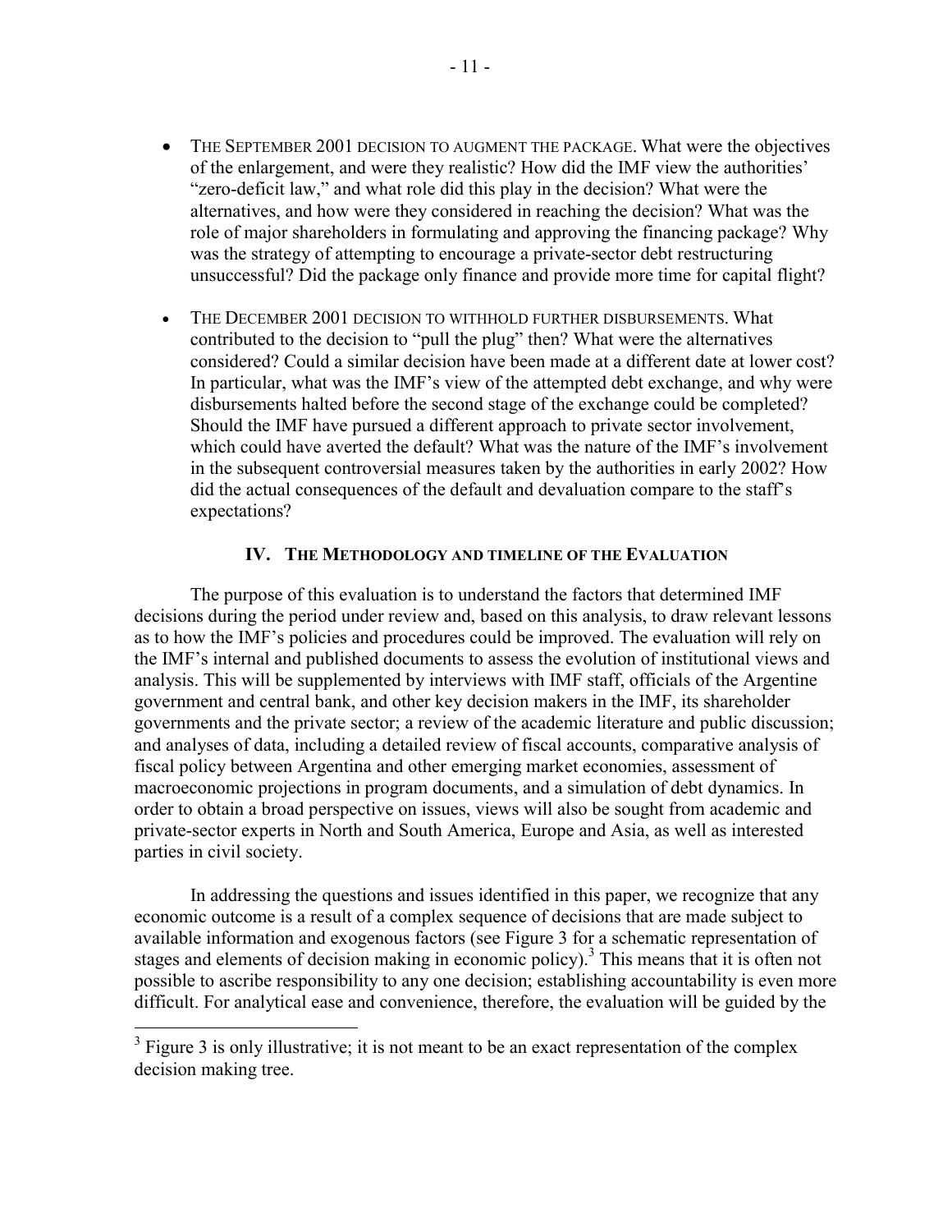- The September 2001 decision to augment the package. What were the objectives of the enlargement, and were they realistic? How did the IMF view the authorities' "zero-deficit law," and what role did this play in the decision? What were the alternatives, and how were they considered in reaching the decision? What was the role of major shareholders in formulating and approving the financing package? Why was the strategy of attempting to encourage a private-sector debt restructuring unsuccessful? Did the package only finance and provide more time for capital flight?

- The December 2001 decision to withhold further disbursements. What contributed to the decision to "pull the plug" then? What were the alternatives considered? Could a similar decision have been made at a different date at lower cost? In particular, what was the IMF's view of the attempted debt exchange, and why were disbursements halted before the second stage of the exchange could be completed? Should the IMF have pursued a different approach to private sector involvement, which could have averted the default? What was the nature of the IMF's involvement in the subsequent controversial measures taken by the authorities in early 2002? How did the actual consequences of the default and devaluation compare to the staff's expectations?

## IV. The Methodology and Timeline of the Evaluation

The purpose of this evaluation is to understand the factors that determined IMF decisions during the period under review and, based on this analysis, to draw relevant lessons as to how the IMF's policies and procedures could be improved. The evaluation will rely on the IMF's internal and published documents to assess the evolution of institutional views and analysis. This will be supplemented by interviews with IMF staff, officials of the Argentine government and central bank, and other key decision makers in the IMF, its shareholder governments and the private sector; a review of the academic literature and public discussion; and analyses of data, including a detailed review of fiscal accounts, comparative analysis of fiscal policy between Argentina and other emerging market economies, assessment of macroeconomic projections in program documents, and a simulation of debt dynamics. In order to obtain a broad perspective on issues, views will also be sought from academic and private-sector experts in North and South America, Europe and Asia, as well as interested parties in civil society.

In addressing the questions and issues identified in this paper, we recognize that any economic outcome is a result of a complex sequence of decisions that are made subject to available information and exogenous factors (see Figure 3 for a schematic representation of stages and elements of decision making in economic policy).[3] This means that it is often not possible to ascribe responsibility to any one decision; establishing accountability is even more difficult. For analytical ease and convenience, therefore, the evaluation will be guided by the

[3] Figure 3 is only illustrative; it is not meant to be an exact representation of the complex decision making tree.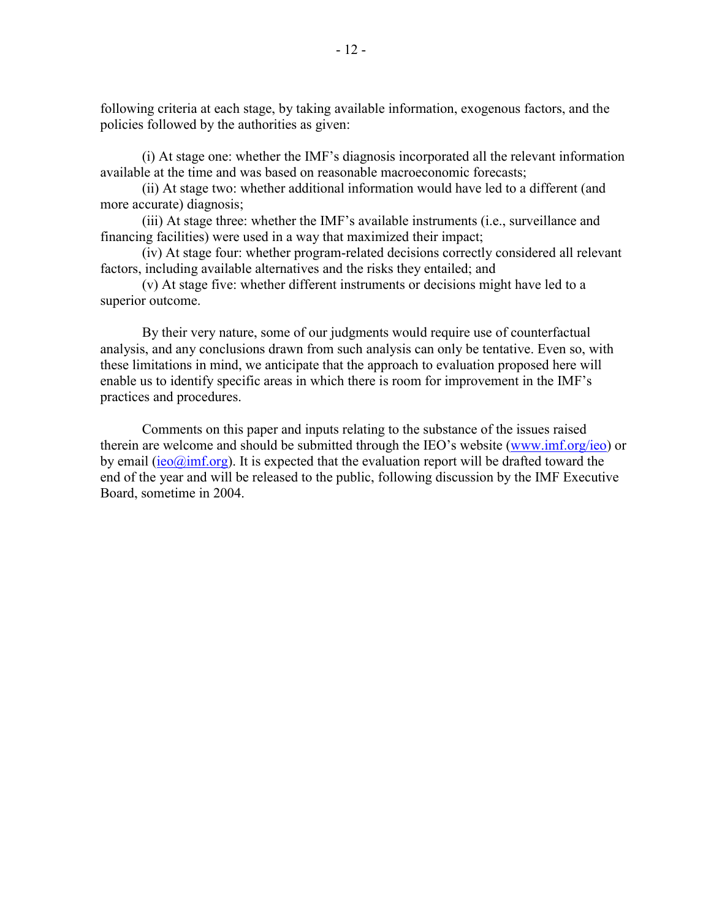following criteria at each stage, by taking available information, exogenous factors, and the policies followed by the authorities as given:

(i) At stage one: whether the IMF's diagnosis incorporated all the relevant information available at the time and was based on reasonable macroeconomic forecasts;

(ii) At stage two: whether additional information would have led to a different (and more accurate) diagnosis;

(iii) At stage three: whether the IMF's available instruments (i.e., surveillance and financing facilities) were used in a way that maximized their impact;

(iv) At stage four: whether program-related decisions correctly considered all relevant factors, including available alternatives and the risks they entailed; and

(v) At stage five: whether different instruments or decisions might have led to a superior outcome.

By their very nature, some of our judgments would require use of counterfactual analysis, and any conclusions drawn from such analysis can only be tentative. Even so, with these limitations in mind, we anticipate that the approach to evaluation proposed here will enable us to identify specific areas in which there is room for improvement in the IMF's practices and procedures.

Comments on this paper and inputs relating to the substance of the issues raised therein are welcome and should be submitted through the IEO's website (www.imf.org/ieo) or by email (ieo@imf.org). It is expected that the evaluation report will be drafted toward the end of the year and will be released to the public, following discussion by the IMF Executive Board, sometime in 2004.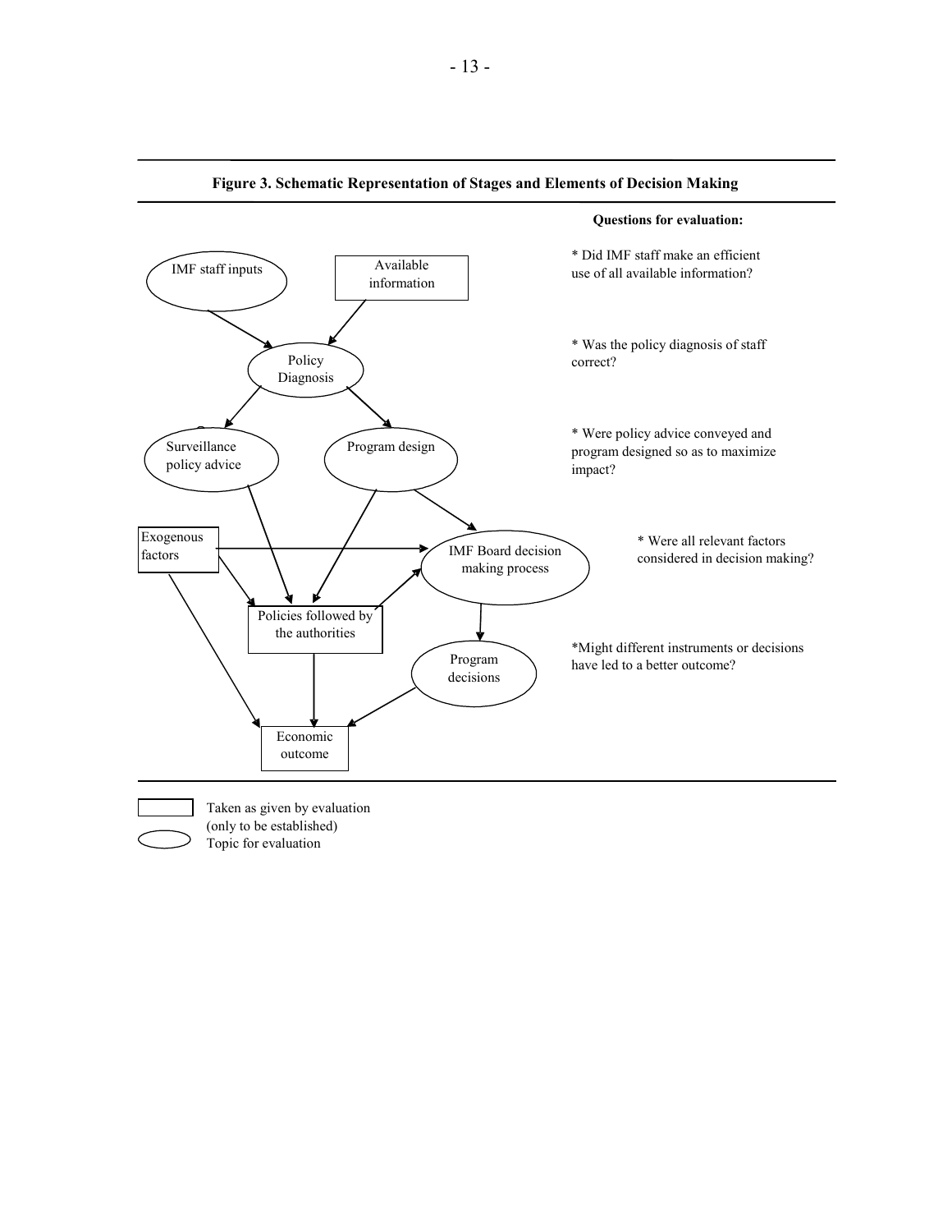**Figure 3. Schematic Representation of Stages and Elements of Decision Making**

IMF staff inputs

Available information

Policy Diagnosis

Surveillance policy advice

Program design

Exogenous factors

IMF Board decision making process

Policies followed by the authorities

Program decisions

Economic outcome

**Questions for evaluation:**

* Did IMF staff make an efficient use of all available information?

* Was the policy diagnosis of staff correct?

* Were policy advice conveyed and program designed so as to maximize impact?

* Were all relevant factors considered in decision making?

*Might different instruments or decisions have led to a better outcome?

Rectangle: Taken as given by evaluation (only to be established)

Oval: Topic for evaluation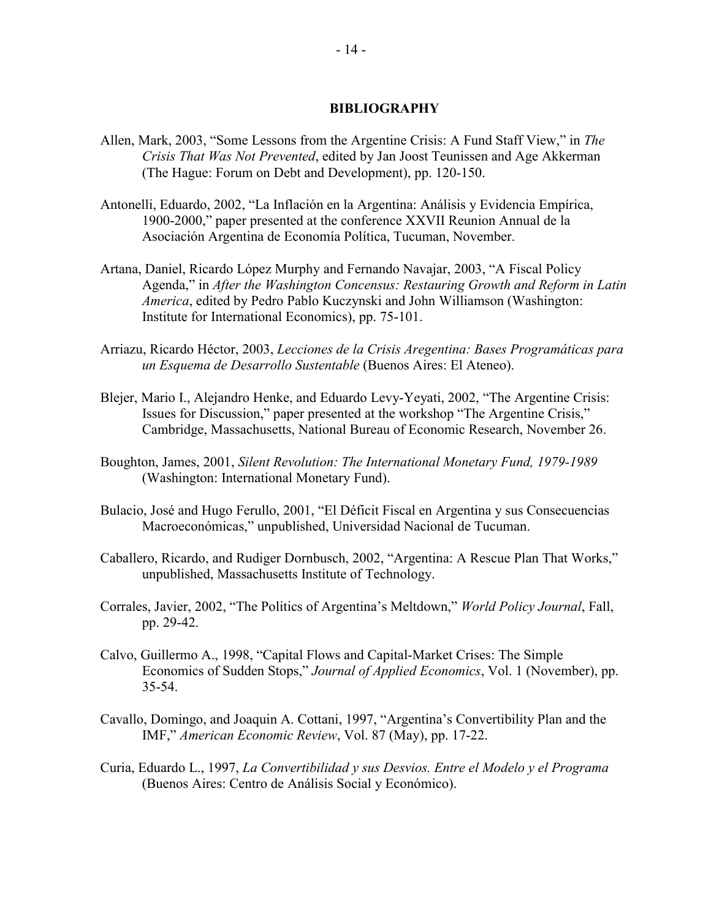## BIBLIOGRAPHY

Allen, Mark, 2003, "Some Lessons from the Argentine Crisis: A Fund Staff View," in *The Crisis That Was Not Prevented*, edited by Jan Joost Teunissen and Age Akkerman (The Hague: Forum on Debt and Development), pp. 120-150.

Antonelli, Eduardo, 2002, "La Inflación en la Argentina: Análisis y Evidencia Empírica, 1900-2000," paper presented at the conference XXVII Reunion Annual de la Asociación Argentina de Economía Política, Tucuman, November.

Artana, Daniel, Ricardo López Murphy and Fernando Navajar, 2003, "A Fiscal Policy Agenda," in *After the Washington Concensus: Restauring Growth and Reform in Latin America*, edited by Pedro Pablo Kuczynski and John Williamson (Washington: Institute for International Economics), pp. 75-101.

Arriazu, Ricardo Héctor, 2003, *Lecciones de la Crisis Aregentina: Bases Programáticas para un Esquema de Desarrollo Sustentable* (Buenos Aires: El Ateneo).

Blejer, Mario I., Alejandro Henke, and Eduardo Levy-Yeyati, 2002, "The Argentine Crisis: Issues for Discussion," paper presented at the workshop "The Argentine Crisis," Cambridge, Massachusetts, National Bureau of Economic Research, November 26.

Boughton, James, 2001, *Silent Revolution: The International Monetary Fund, 1979-1989* (Washington: International Monetary Fund).

Bulacio, José and Hugo Ferullo, 2001, "El Déficit Fiscal en Argentina y sus Consecuencias Macroeconómicas," unpublished, Universidad Nacional de Tucuman.

Caballero, Ricardo, and Rudiger Dornbusch, 2002, "Argentina: A Rescue Plan That Works," unpublished, Massachusetts Institute of Technology.

Corrales, Javier, 2002, "The Politics of Argentina's Meltdown," *World Policy Journal*, Fall, pp. 29-42.

Calvo, Guillermo A., 1998, "Capital Flows and Capital-Market Crises: The Simple Economics of Sudden Stops," *Journal of Applied Economics*, Vol. 1 (November), pp. 35-54.

Cavallo, Domingo, and Joaquin A. Cottani, 1997, "Argentina's Convertibility Plan and the IMF," *American Economic Review*, Vol. 87 (May), pp. 17-22.

Curia, Eduardo L., 1997, *La Convertibilidad y sus Desvios. Entre el Modelo y el Programa* (Buenos Aires: Centro de Análisis Social y Económico).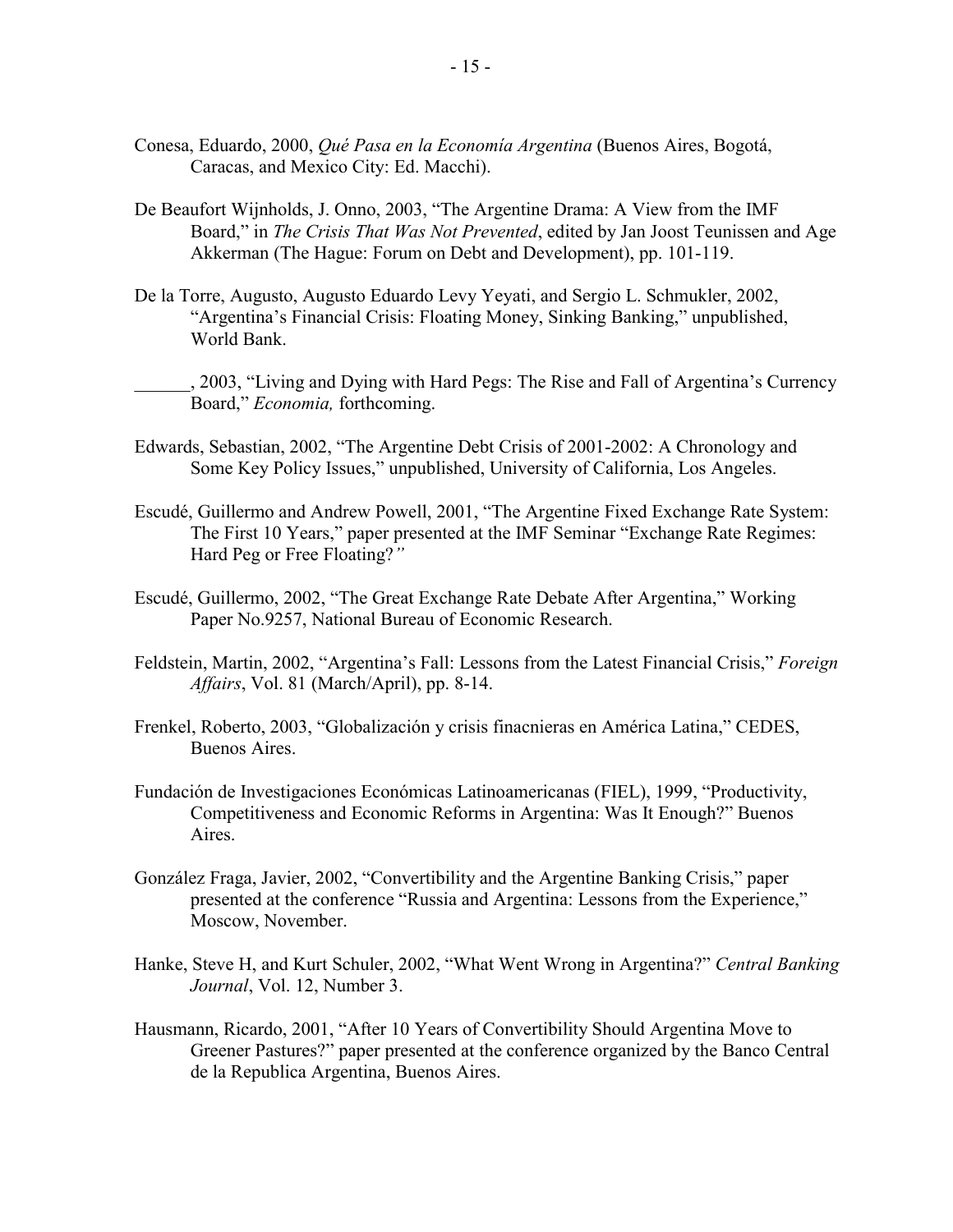Conesa, Eduardo, 2000, *Qué Pasa en la Economía Argentina* (Buenos Aires, Bogotá, Caracas, and Mexico City: Ed. Macchi).

De Beaufort Wijnholds, J. Onno, 2003, "The Argentine Drama: A View from the IMF Board," in *The Crisis That Was Not Prevented*, edited by Jan Joost Teunissen and Age Akkerman (The Hague: Forum on Debt and Development), pp. 101-119.

De la Torre, Augusto, Augusto Eduardo Levy Yeyati, and Sergio L. Schmukler, 2002, "Argentina's Financial Crisis: Floating Money, Sinking Banking," unpublished, World Bank.

\_\_\_\_\_\_, 2003, "Living and Dying with Hard Pegs: The Rise and Fall of Argentina's Currency Board," *Economia,* forthcoming.

Edwards, Sebastian, 2002, "The Argentine Debt Crisis of 2001-2002: A Chronology and Some Key Policy Issues," unpublished, University of California, Los Angeles.

Escudé, Guillermo and Andrew Powell, 2001, "The Argentine Fixed Exchange Rate System: The First 10 Years," paper presented at the IMF Seminar "Exchange Rate Regimes: Hard Peg or Free Floating?"

Escudé, Guillermo, 2002, "The Great Exchange Rate Debate After Argentina," Working Paper No.9257, National Bureau of Economic Research.

Feldstein, Martin, 2002, "Argentina's Fall: Lessons from the Latest Financial Crisis," *Foreign Affairs*, Vol. 81 (March/April), pp. 8-14.

Frenkel, Roberto, 2003, "Globalización y crisis finacnieras en América Latina," CEDES, Buenos Aires.

Fundación de Investigaciones Económicas Latinoamericanas (FIEL), 1999, "Productivity, Competitiveness and Economic Reforms in Argentina: Was It Enough?" Buenos Aires.

González Fraga, Javier, 2002, "Convertibility and the Argentine Banking Crisis," paper presented at the conference "Russia and Argentina: Lessons from the Experience," Moscow, November.

Hanke, Steve H, and Kurt Schuler, 2002, "What Went Wrong in Argentina?" *Central Banking Journal*, Vol. 12, Number 3.

Hausmann, Ricardo, 2001, "After 10 Years of Convertibility Should Argentina Move to Greener Pastures?" paper presented at the conference organized by the Banco Central de la Republica Argentina, Buenos Aires.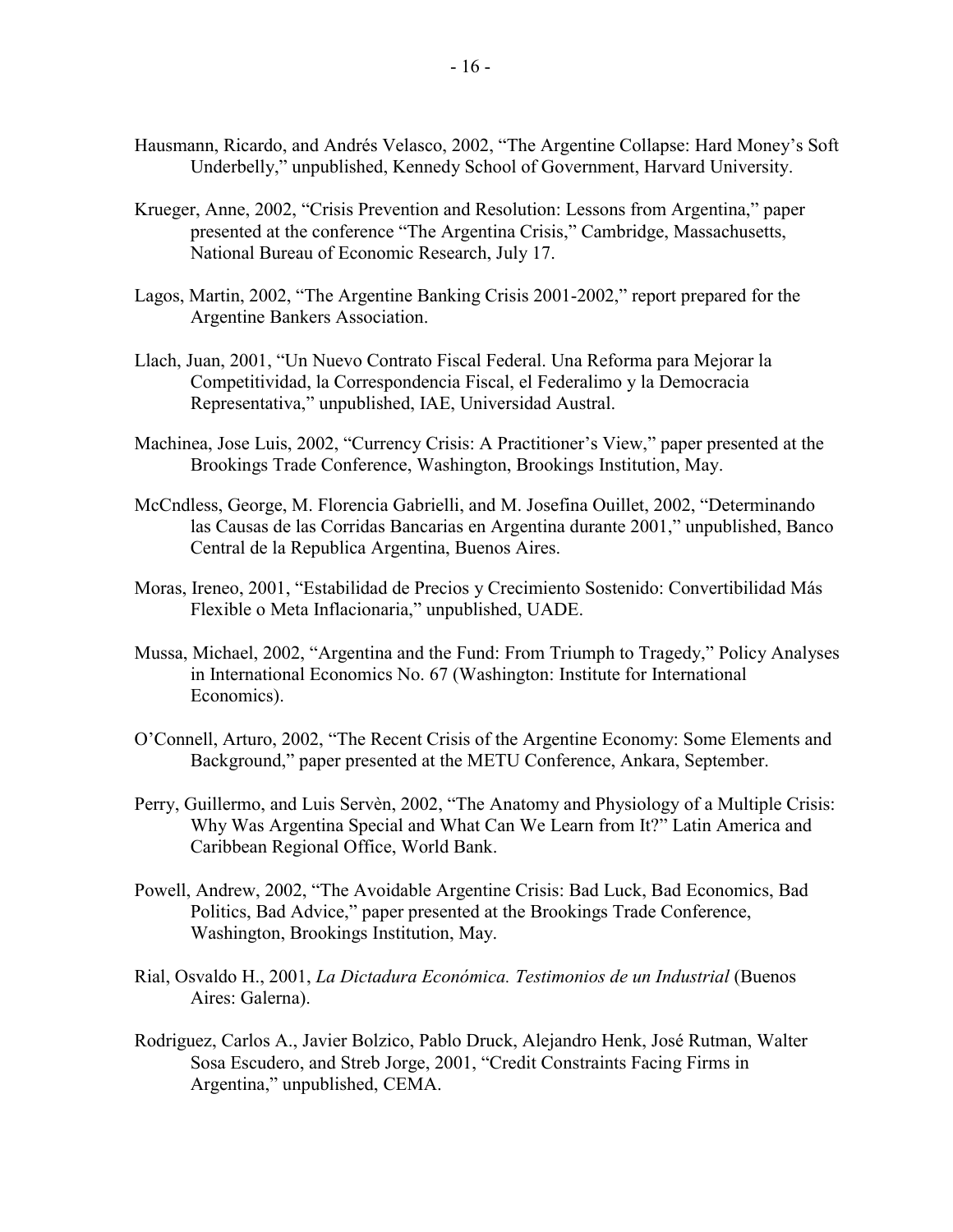Hausmann, Ricardo, and Andrés Velasco, 2002, "The Argentine Collapse: Hard Money's Soft Underbelly," unpublished, Kennedy School of Government, Harvard University.

Krueger, Anne, 2002, "Crisis Prevention and Resolution: Lessons from Argentina," paper presented at the conference "The Argentina Crisis," Cambridge, Massachusetts, National Bureau of Economic Research, July 17.

Lagos, Martin, 2002, "The Argentine Banking Crisis 2001-2002," report prepared for the Argentine Bankers Association.

Llach, Juan, 2001, "Un Nuevo Contrato Fiscal Federal. Una Reforma para Mejorar la Competitividad, la Correspondencia Fiscal, el Federalimo y la Democracia Representativa," unpublished, IAE, Universidad Austral.

Machinea, Jose Luis, 2002, "Currency Crisis: A Practitioner's View," paper presented at the Brookings Trade Conference, Washington, Brookings Institution, May.

McCndless, George, M. Florencia Gabrielli, and M. Josefina Ouillet, 2002, "Determinando las Causas de las Corridas Bancarias en Argentina durante 2001," unpublished, Banco Central de la Republica Argentina, Buenos Aires.

Moras, Ireneo, 2001, "Estabilidad de Precios y Crecimiento Sostenido: Convertibilidad Más Flexible o Meta Inflacionaria," unpublished, UADE.

Mussa, Michael, 2002, "Argentina and the Fund: From Triumph to Tragedy," Policy Analyses in International Economics No. 67 (Washington: Institute for International Economics).

O'Connell, Arturo, 2002, "The Recent Crisis of the Argentine Economy: Some Elements and Background," paper presented at the METU Conference, Ankara, September.

Perry, Guillermo, and Luis Servèn, 2002, "The Anatomy and Physiology of a Multiple Crisis: Why Was Argentina Special and What Can We Learn from It?" Latin America and Caribbean Regional Office, World Bank.

Powell, Andrew, 2002, "The Avoidable Argentine Crisis: Bad Luck, Bad Economics, Bad Politics, Bad Advice," paper presented at the Brookings Trade Conference, Washington, Brookings Institution, May.

Rial, Osvaldo H., 2001, *La Dictadura Económica. Testimonios de un Industrial* (Buenos Aires: Galerna).

Rodriguez, Carlos A., Javier Bolzico, Pablo Druck, Alejandro Henk, José Rutman, Walter Sosa Escudero, and Streb Jorge, 2001, "Credit Constraints Facing Firms in Argentina," unpublished, CEMA.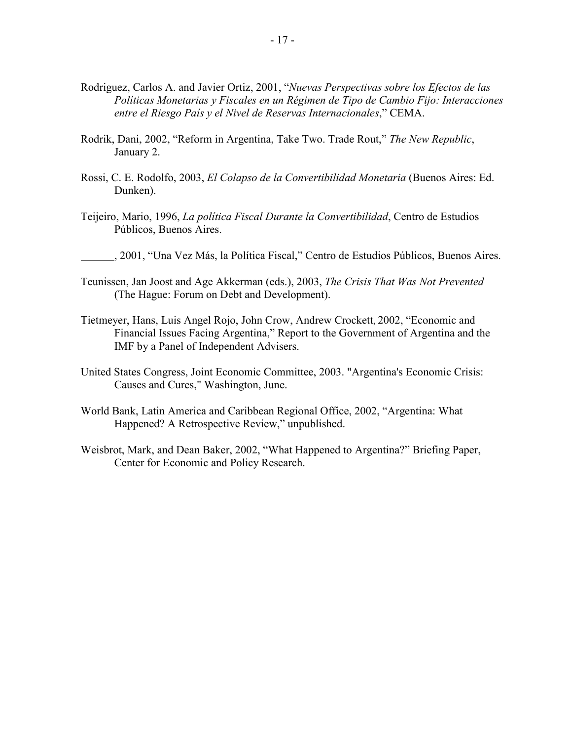Rodriguez, Carlos A. and Javier Ortiz, 2001, "*Nuevas Perspectivas sobre los Efectos de las Políticas Monetarias y Fiscales en un Régimen de Tipo de Cambio Fijo: Interacciones entre el Riesgo País y el Nivel de Reservas Internacionales*," CEMA.

Rodrik, Dani, 2002, "Reform in Argentina, Take Two. Trade Rout," *The New Republic*, January 2.

Rossi, C. E. Rodolfo, 2003, *El Colapso de la Convertibilidad Monetaria* (Buenos Aires: Ed. Dunken).

Teijeiro, Mario, 1996, *La política Fiscal Durante la Convertibilidad*, Centro de Estudios Públicos, Buenos Aires.

______, 2001, "Una Vez Más, la Política Fiscal," Centro de Estudios Públicos, Buenos Aires.

Teunissen, Jan Joost and Age Akkerman (eds.), 2003, *The Crisis That Was Not Prevented* (The Hague: Forum on Debt and Development).

Tietmeyer, Hans, Luis Angel Rojo, John Crow, Andrew Crockett, 2002, "Economic and Financial Issues Facing Argentina," Report to the Government of Argentina and the IMF by a Panel of Independent Advisers.

United States Congress, Joint Economic Committee, 2003. "Argentina's Economic Crisis: Causes and Cures," Washington, June.

World Bank, Latin America and Caribbean Regional Office, 2002, "Argentina: What Happened? A Retrospective Review," unpublished.

Weisbrot, Mark, and Dean Baker, 2002, "What Happened to Argentina?" Briefing Paper, Center for Economic and Policy Research.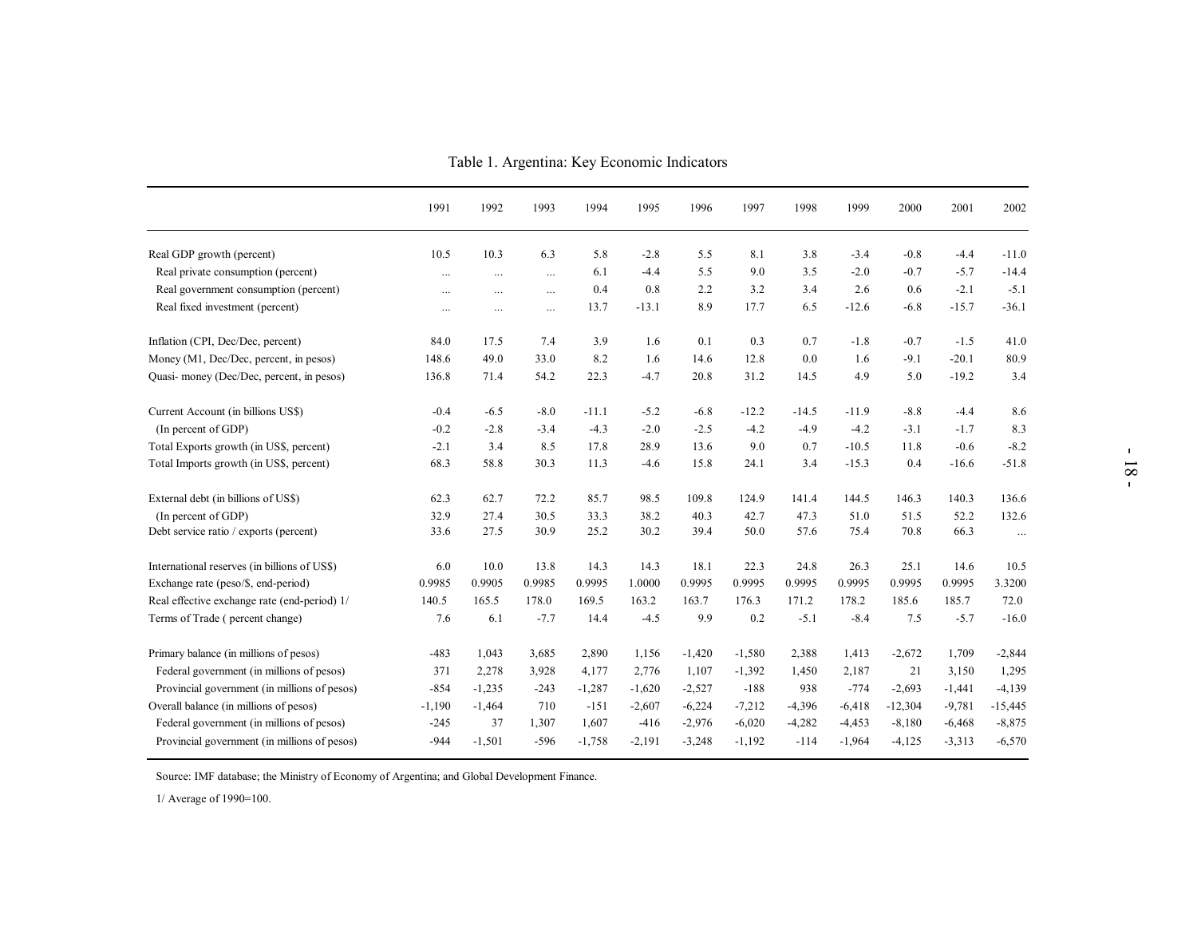## Table 1. Argentina: Key Economic Indicators

| | 1991 | 1992 | 1993 | 1994 | 1995 | 1996 | 1997 | 1998 | 1999 | 2000 | 2001 | 2002 |
|---|---|---|---|---|---|---|---|---|---|---|---|---|
| Real GDP growth (percent) | 10.5 | 10.3 | 6.3 | 5.8 | -2.8 | 5.5 | 8.1 | 3.8 | -3.4 | -0.8 | -4.4 | -11.0 |
| Real private consumption (percent) | ... | ... | ... | 6.1 | -4.4 | 5.5 | 9.0 | 3.5 | -2.0 | -0.7 | -5.7 | -14.4 |
| Real government consumption (percent) | ... | ... | ... | 0.4 | 0.8 | 2.2 | 3.2 | 3.4 | 2.6 | 0.6 | -2.1 | -5.1 |
| Real fixed investment (percent) | ... | ... | ... | 13.7 | -13.1 | 8.9 | 17.7 | 6.5 | -12.6 | -6.8 | -15.7 | -36.1 |
| Inflation (CPI, Dec/Dec, percent) | 84.0 | 17.5 | 7.4 | 3.9 | 1.6 | 0.1 | 0.3 | 0.7 | -1.8 | -0.7 | -1.5 | 41.0 |
| Money (M1, Dec/Dec, percent, in pesos) | 148.6 | 49.0 | 33.0 | 8.2 | 1.6 | 14.6 | 12.8 | 0.0 | 1.6 | -9.1 | -20.1 | 80.9 |
| Quasi- money (Dec/Dec, percent, in pesos) | 136.8 | 71.4 | 54.2 | 22.3 | -4.7 | 20.8 | 31.2 | 14.5 | 4.9 | 5.0 | -19.2 | 3.4 |
| Current Account (in billions US$) | -0.4 | -6.5 | -8.0 | -11.1 | -5.2 | -6.8 | -12.2 | -14.5 | -11.9 | -8.8 | -4.4 | 8.6 |
| (In percent of GDP) | -0.2 | -2.8 | -3.4 | -4.3 | -2.0 | -2.5 | -4.2 | -4.9 | -4.2 | -3.1 | -1.7 | 8.3 |
| Total Exports growth (in US$, percent) | -2.1 | 3.4 | 8.5 | 17.8 | 28.9 | 13.6 | 9.0 | 0.7 | -10.5 | 11.8 | -0.6 | -8.2 |
| Total Imports growth (in US$, percent) | 68.3 | 58.8 | 30.3 | 11.3 | -4.6 | 15.8 | 24.1 | 3.4 | -15.3 | 0.4 | -16.6 | -51.8 |
| External debt (in billions of US$) | 62.3 | 62.7 | 72.2 | 85.7 | 98.5 | 109.8 | 124.9 | 141.4 | 144.5 | 146.3 | 140.3 | 136.6 |
| (In percent of GDP) | 32.9 | 27.4 | 30.5 | 33.3 | 38.2 | 40.3 | 42.7 | 47.3 | 51.0 | 51.5 | 52.2 | 132.6 |
| Debt service ratio / exports (percent) | 33.6 | 27.5 | 30.9 | 25.2 | 30.2 | 39.4 | 50.0 | 57.6 | 75.4 | 70.8 | 66.3 | ... |
| International reserves (in billions of US$) | 6.0 | 10.0 | 13.8 | 14.3 | 14.3 | 18.1 | 22.3 | 24.8 | 26.3 | 25.1 | 14.6 | 10.5 |
| Exchange rate (peso/$, end-period) | 0.9985 | 0.9905 | 0.9985 | 0.9995 | 1.0000 | 0.9995 | 0.9995 | 0.9995 | 0.9995 | 0.9995 | 0.9995 | 3.3200 |
| Real effective exchange rate (end-period) 1/ | 140.5 | 165.5 | 178.0 | 169.5 | 163.2 | 163.7 | 176.3 | 171.2 | 178.2 | 185.6 | 185.7 | 72.0 |
| Terms of Trade ( percent change) | 7.6 | 6.1 | -7.7 | 14.4 | -4.5 | 9.9 | 0.2 | -5.1 | -8.4 | 7.5 | -5.7 | -16.0 |
| Primary balance (in millions of pesos) | -483 | 1,043 | 3,685 | 2,890 | 1,156 | -1,420 | -1,580 | 2,388 | 1,413 | -2,672 | 1,709 | -2,844 |
| Federal government (in millions of pesos) | 371 | 2,278 | 3,928 | 4,177 | 2,776 | 1,107 | -1,392 | 1,450 | 2,187 | 21 | 3,150 | 1,295 |
| Provincial government (in millions of pesos) | -854 | -1,235 | -243 | -1,287 | -1,620 | -2,527 | -188 | 938 | -774 | -2,693 | -1,441 | -4,139 |
| Overall balance (in millions of pesos) | -1,190 | -1,464 | 710 | -151 | -2,607 | -6,224 | -7,212 | -4,396 | -6,418 | -12,304 | -9,781 | -15,445 |
| Federal government (in millions of pesos) | -245 | 37 | 1,307 | 1,607 | -416 | -2,976 | -6,020 | -4,282 | -4,453 | -8,180 | -6,468 | -8,875 |
| Provincial government (in millions of pesos) | -944 | -1,501 | -596 | -1,758 | -2,191 | -3,248 | -1,192 | -114 | -1,964 | -4,125 | -3,313 | -6,570 |

Source: IMF database; the Ministry of Economy of Argentina; and Global Development Finance.

1/ Average of 1990=100.